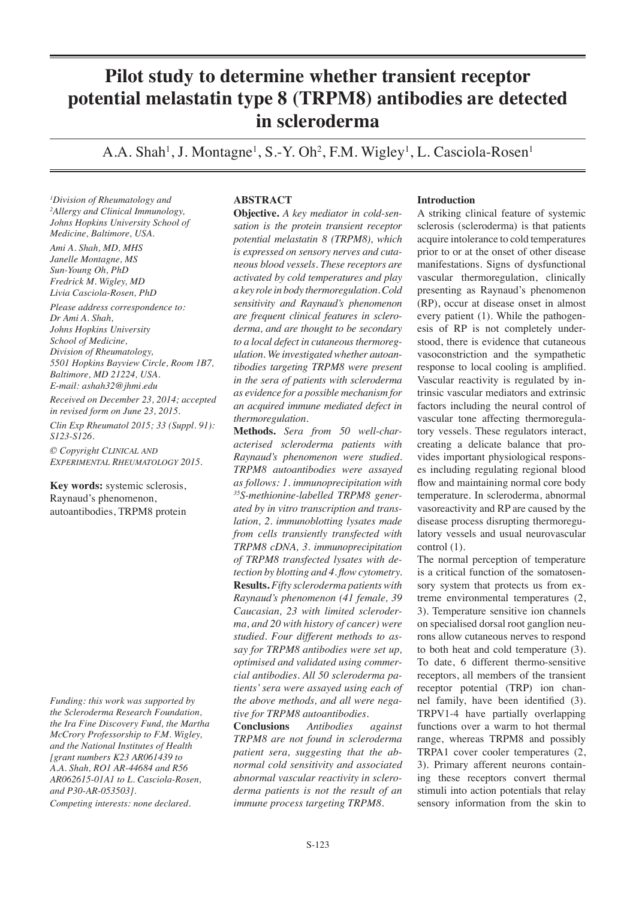# Pilot study to determine whether transient receptor potential melastatin type 8 (TRPM8) antibodies are detected in scleroderma

A.A. Shah[1], J. Montagne[1], S.-Y. Oh[2], F.M. Wigley[1], L. Casciola-Rosen[1]

*[1]Division of Rheumatology and [2]Allergy and Clinical Immunology, Johns Hopkins University School of Medicine, Baltimore, USA.*

*Ami A. Shah, MD, MHS*
*Janelle Montagne, MS*
*Sun-Young Oh, PhD*
*Fredrick M. Wigley, MD*
*Livia Casciola-Rosen, PhD*

*Please address correspondence to: Dr Ami A. Shah, Johns Hopkins University School of Medicine, Division of Rheumatology, 5501 Hopkins Bayview Circle, Room 1B7, Baltimore, MD 21224, USA. E-mail: ashah32@jhmi.edu*

*Received on December 23, 2014; accepted in revised form on June 23, 2015.*

*Clin Exp Rheumatol 2015; 33 (Suppl. 91): S123-S126.*

*© Copyright Clinical and Experimental Rheumatology 2015.*

**Key words:** systemic sclerosis, Raynaud's phenomenon, autoantibodies, TRPM8 protein

*Funding: this work was supported by the Scleroderma Research Foundation, the Ira Fine Discovery Fund, the Martha McCrory Professorship to F.M. Wigley, and the National Institutes of Health [grant numbers K23 AR061439 to A.A. Shah, RO1 AR-44684 and R56 AR062615-01A1 to L. Casciola-Rosen, and P30-AR-053503].*

*Competing interests: none declared.*

## ABSTRACT

**Objective.** *A key mediator in cold-sensation is the protein transient receptor potential melastatin 8 (TRPM8), which is expressed on sensory nerves and cutaneous blood vessels. These receptors are activated by cold temperatures and play a key role in body thermoregulation. Cold sensitivity and Raynaud's phenomenon are frequent clinical features in scleroderma, and are thought to be secondary to a local defect in cutaneous thermoregulation. We investigated whether autoantibodies targeting TRPM8 were present in the sera of patients with scleroderma as evidence for a possible mechanism for an acquired immune mediated defect in thermoregulation.*

**Methods.** *Sera from 50 well-characterised scleroderma patients with Raynaud's phenomenon were studied. TRPM8 autoantibodies were assayed as follows: 1. immunoprecipitation with $^{35}$S-methionine-labelled TRPM8 generated by in vitro transcription and translation, 2. immunoblotting lysates made from cells transiently transfected with TRPM8 cDNA, 3. immunoprecipitation of TRPM8 transfected lysates with detection by blotting and 4. flow cytometry.*

**Results.** *Fifty scleroderma patients with Raynaud's phenomenon (41 female, 39 Caucasian, 23 with limited scleroderma, and 20 with history of cancer) were studied. Four different methods to assay for TRPM8 antibodies were set up, optimised and validated using commercial antibodies. All 50 scleroderma patients' sera were assayed using each of the above methods, and all were negative for TRPM8 autoantibodies.*

**Conclusions** *Antibodies against TRPM8 are not found in scleroderma patient sera, suggesting that the abnormal cold sensitivity and associated abnormal vascular reactivity in scleroderma patients is not the result of an immune process targeting TRPM8.*

## Introduction

A striking clinical feature of systemic sclerosis (scleroderma) is that patients acquire intolerance to cold temperatures prior to or at the onset of other disease manifestations. Signs of dysfunctional vascular thermoregulation, clinically presenting as Raynaud's phenomenon (RP), occur at disease onset in almost every patient (1). While the pathogenesis of RP is not completely understood, there is evidence that cutaneous vasoconstriction and the sympathetic response to local cooling is amplified. Vascular reactivity is regulated by intrinsic vascular mediators and extrinsic factors including the neural control of vascular tone affecting thermoregulatory vessels. These regulators interact, creating a delicate balance that provides important physiological responses including regulating regional blood flow and maintaining normal core body temperature. In scleroderma, abnormal vasoreactivity and RP are caused by the disease process disrupting thermoregulatory vessels and usual neurovascular control (1).

The normal perception of temperature is a critical function of the somatosensory system that protects us from extreme environmental temperatures (2, 3). Temperature sensitive ion channels on specialised dorsal root ganglion neurons allow cutaneous nerves to respond to both heat and cold temperature (3). To date, 6 different thermo-sensitive receptors, all members of the transient receptor potential (TRP) ion channel family, have been identified (3). TRPV1-4 have partially overlapping functions over a warm to hot thermal range, whereas TRPM8 and possibly TRPA1 cover cooler temperatures (2, 3). Primary afferent neurons containing these receptors convert thermal stimuli into action potentials that relay sensory information from the skin to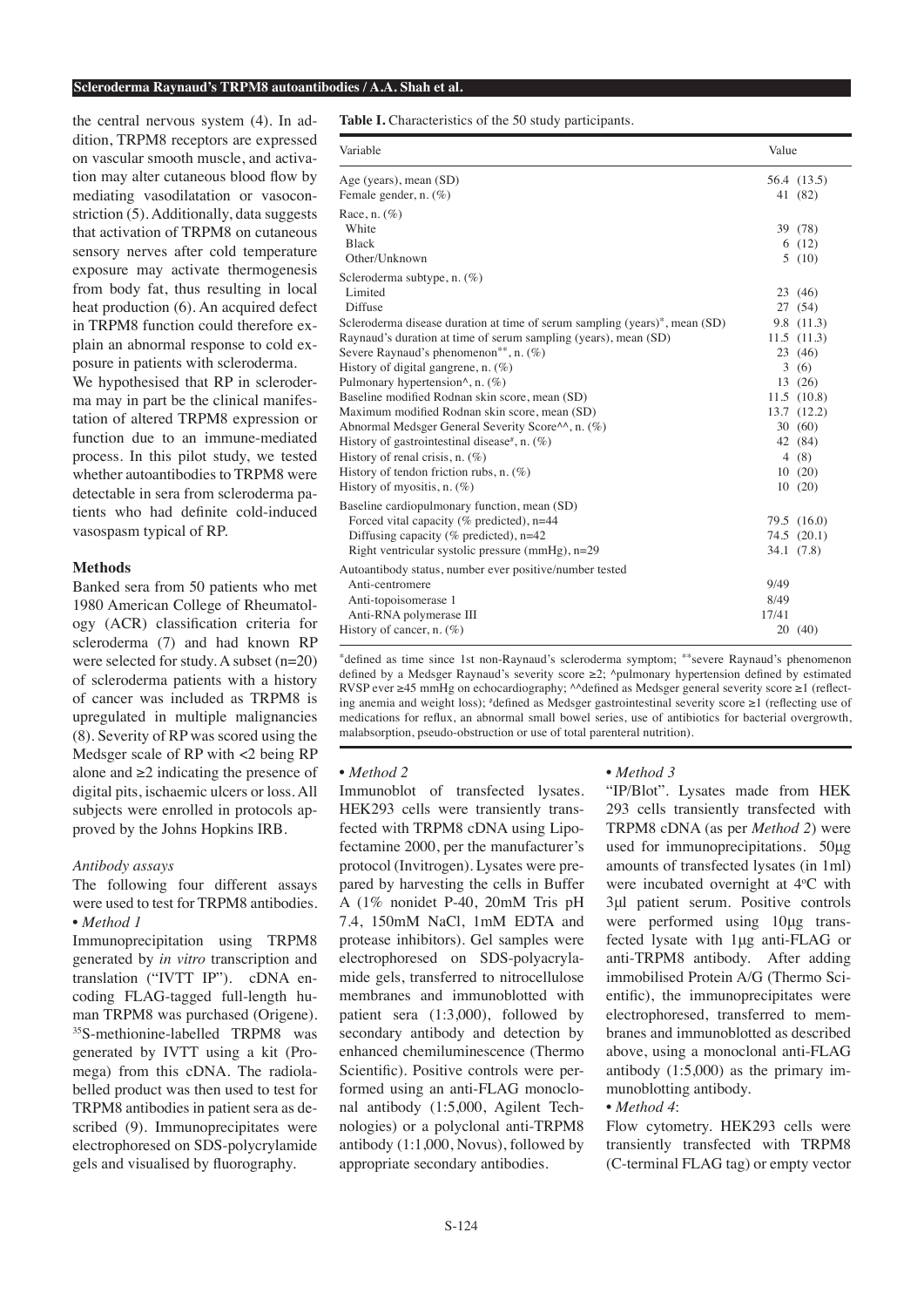the central nervous system (4). In addition, TRPM8 receptors are expressed on vascular smooth muscle, and activation may alter cutaneous blood flow by mediating vasodilatation or vasoconstriction (5). Additionally, data suggests that activation of TRPM8 on cutaneous sensory nerves after cold temperature exposure may activate thermogenesis from body fat, thus resulting in local heat production (6). An acquired defect in TRPM8 function could therefore explain an abnormal response to cold exposure in patients with scleroderma.

We hypothesised that RP in scleroderma may in part be the clinical manifestation of altered TRPM8 expression or function due to an immune-mediated process. In this pilot study, we tested whether autoantibodies to TRPM8 were detectable in sera from scleroderma patients who had definite cold-induced vasospasm typical of RP.

## Methods

Banked sera from 50 patients who met 1980 American College of Rheumatology (ACR) classification criteria for scleroderma (7) and had known RP were selected for study. A subset (n=20) of scleroderma patients with a history of cancer was included as TRPM8 is upregulated in multiple malignancies (8). Severity of RP was scored using the Medsger scale of RP with <2 being RP alone and ≥2 indicating the presence of digital pits, ischaemic ulcers or loss. All subjects were enrolled in protocols approved by the Johns Hopkins IRB.

**Table I.** Characteristics of the 50 study participants.

| Variable | Value |
|---|---|
| Age (years), mean (SD) | 56.4 (13.5) |
| Female gender, n. (%) | 41 (82) |
| Race, n. (%) | |
| White | 39 (78) |
| Black | 6 (12) |
| Other/Unknown | 5 (10) |
| Scleroderma subtype, n. (%) | |
| Limited | 23 (46) |
| Diffuse | 27 (54) |
| Scleroderma disease duration at time of serum sampling (years)*, mean (SD) | 9.8 (11.3) |
| Raynaud's duration at time of serum sampling (years), mean (SD) | 11.5 (11.3) |
| Severe Raynaud's phenomenon**, n. (%) | 23 (46) |
| History of digital gangrene, n. (%) | 3 (6) |
| Pulmonary hypertension^, n. (%) | 13 (26) |
| Baseline modified Rodnan skin score, mean (SD) | 11.5 (10.8) |
| Maximum modified Rodnan skin score, mean (SD) | 13.7 (12.2) |
| Abnormal Medsger General Severity Score^^, n. (%) | 30 (60) |
| History of gastrointestinal disease#, n. (%) | 42 (84) |
| History of renal crisis, n. (%) | 4 (8) |
| History of tendon friction rubs, n. (%) | 10 (20) |
| History of myositis, n. (%) | 10 (20) |
| Baseline cardiopulmonary function, mean (SD) | |
| Forced vital capacity (% predicted), n=44 | 79.5 (16.0) |
| Diffusing capacity (% predicted), n=42 | 74.5 (20.1) |
| Right ventricular systolic pressure (mmHg), n=29 | 34.1 (7.8) |
| Autoantibody status, number ever positive/number tested | |
| Anti-centromere | 9/49 |
| Anti-topoisomerase 1 | 8/49 |
| Anti-RNA polymerase III | 17/41 |
| History of cancer, n. (%) | 20 (40) |

*defined as time since 1st non-Raynaud's scleroderma symptom; **severe Raynaud's phenomenon defined by a Medsger Raynaud's severity score ≥2; ^pulmonary hypertension defined by estimated RVSP ever ≥45 mmHg on echocardiography; ^^defined as Medsger general severity score ≥1 (reflecting anemia and weight loss); #defined as Medsger gastrointestinal severity score ≥1 (reflecting use of medications for reflux, an abnormal small bowel series, use of antibiotics for bacterial overgrowth, malabsorption, pseudo-obstruction or use of total parenteral nutrition).

### Antibody assays

The following four different assays were used to test for TRPM8 antibodies.

• *Method 1*

Immunoprecipitation using TRPM8 generated by *in vitro* transcription and translation ("IVTT IP"). cDNA encoding FLAG-tagged full-length human TRPM8 was purchased (Origene). $^{35}$S-methionine-labelled TRPM8 was generated by IVTT using a kit (Promega) from this cDNA. The radiolabelled product was then used to test for TRPM8 antibodies in patient sera as described (9). Immunoprecipitates were electrophoresed on SDS-polycrylamide gels and visualised by fluorography.

• *Method 2*

Immunoblot of transfected lysates. HEK293 cells were transiently transfected with TRPM8 cDNA using Lipofectamine 2000, per the manufacturer's protocol (Invitrogen). Lysates were prepared by harvesting the cells in Buffer A (1% nonidet P-40, 20mM Tris pH 7.4, 150mM NaCl, 1mM EDTA and protease inhibitors). Gel samples were electrophoresed on SDS-polyacrylamide gels, transferred to nitrocellulose membranes and immunoblotted with patient sera (1:3,000), followed by secondary antibody and detection by enhanced chemiluminescence (Thermo Scientific). Positive controls were performed using an anti-FLAG monoclonal antibody (1:5,000, Agilent Technologies) or a polyclonal anti-TRPM8 antibody (1:1,000, Novus), followed by appropriate secondary antibodies.

• *Method 3*

"IP/Blot". Lysates made from HEK 293 cells transiently transfected with TRPM8 cDNA (as per *Method 2*) were used for immunoprecipitations. 50μg amounts of transfected lysates (in 1ml) were incubated overnight at 4ºC with 3μl patient serum. Positive controls were performed using 10μg transfected lysate with 1μg anti-FLAG or anti-TRPM8 antibody. After adding immobilised Protein A/G (Thermo Scientific), the immunoprecipitates were electrophoresed, transferred to membranes and immunoblotted as described above, using a monoclonal anti-FLAG antibody (1:5,000) as the primary immunoblotting antibody.

• *Method 4*:

Flow cytometry. HEK293 cells were transiently transfected with TRPM8 (C-terminal FLAG tag) or empty vector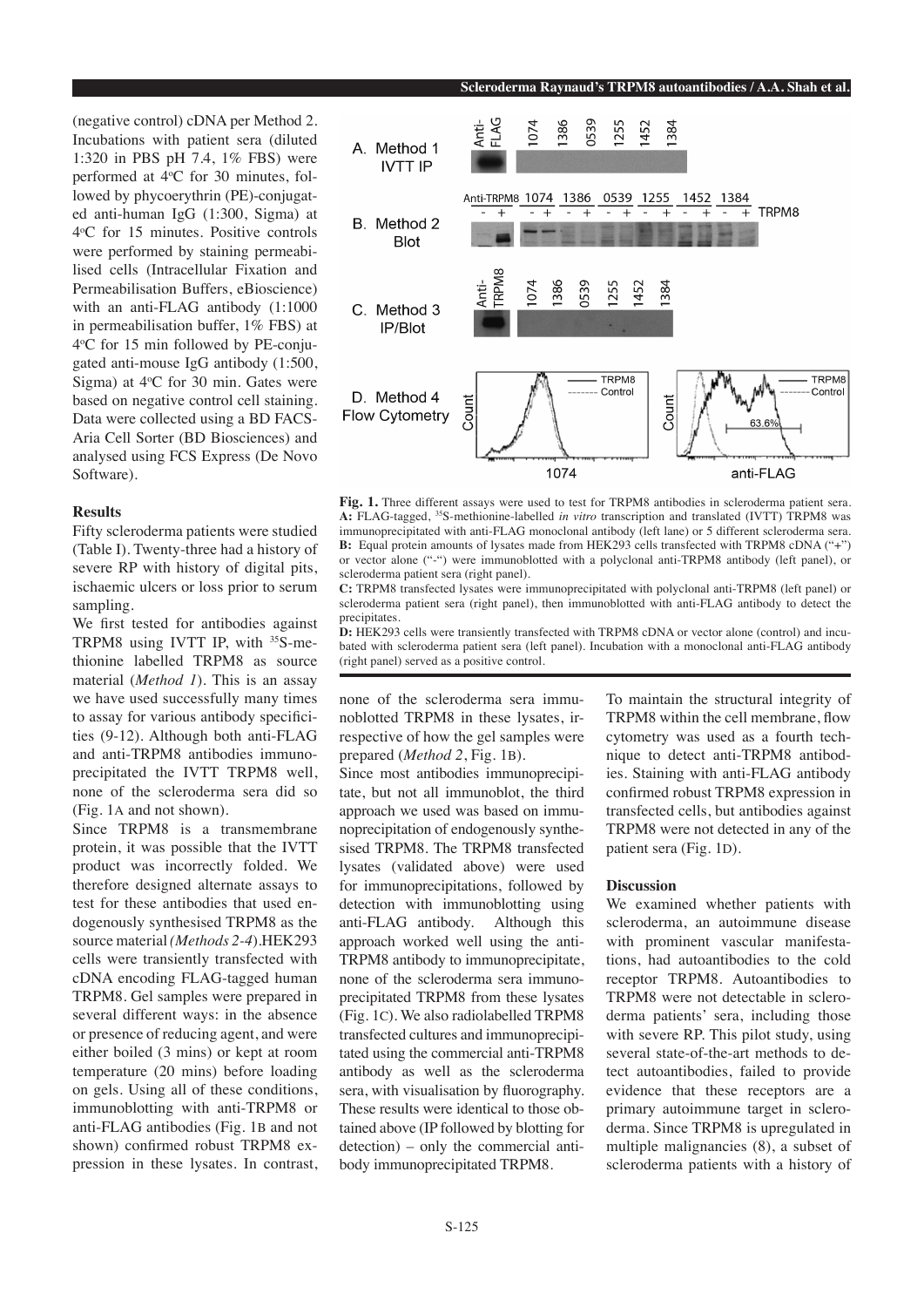(negative control) cDNA per Method 2. Incubations with patient sera (diluted 1:320 in PBS pH 7.4, 1% FBS) were performed at 4ºC for 30 minutes, followed by phycoerythrin (PE)-conjugated anti-human IgG (1:300, Sigma) at 4ºC for 15 minutes. Positive controls were performed by staining permeabilised cells (Intracellular Fixation and Permeabilisation Buffers, eBioscience) with an anti-FLAG antibody (1:1000 in permeabilisation buffer, 1% FBS) at 4ºC for 15 min followed by PE-conjugated anti-mouse IgG antibody (1:500, Sigma) at 4ºC for 30 min. Gates were based on negative control cell staining. Data were collected using a BD FACS-Aria Cell Sorter (BD Biosciences) and analysed using FCS Express (De Novo Software).

## Results

Fifty scleroderma patients were studied (Table I). Twenty-three had a history of severe RP with history of digital pits, ischaemic ulcers or loss prior to serum sampling.

We first tested for antibodies against TRPM8 using IVTT IP, with $^{35}$S-methionine labelled TRPM8 as source material (*Method 1*). This is an assay we have used successfully many times to assay for various antibody specificities (9-12). Although both anti-FLAG and anti-TRPM8 antibodies immunoprecipitated the IVTT TRPM8 well, none of the scleroderma sera did so (Fig. 1A and not shown).

Since TRPM8 is a transmembrane protein, it was possible that the IVTT product was incorrectly folded. We therefore designed alternate assays to test for these antibodies that used endogenously synthesised TRPM8 as the source material *(Methods 2-4)*. HEK293 cells were transiently transfected with cDNA encoding FLAG-tagged human TRPM8. Gel samples were prepared in several different ways: in the absence or presence of reducing agent, and were either boiled (3 mins) or kept at room temperature (20 mins) before loading on gels. Using all of these conditions, immunoblotting with anti-TRPM8 or anti-FLAG antibodies (Fig. 1B and not shown) confirmed robust TRPM8 expression in these lysates. In contrast, none of the scleroderma sera immunoblotted TRPM8 in these lysates, irrespective of how the gel samples were prepared (*Method 2*, Fig. 1B).

Since most antibodies immunoprecipitate, but not all immunoblot, the third approach we used was based on immunoprecipitation of endogenously synthesised TRPM8. The TRPM8 transfected lysates (validated above) were used for immunoprecipitations, followed by detection with immunoblotting using anti-FLAG antibody. Although this approach worked well using the anti-TRPM8 antibody to immunoprecipitate, none of the scleroderma sera immunoprecipitated TRPM8 from these lysates (Fig. 1C). We also radiolabelled TRPM8 transfected cultures and immunoprecipitated using the commercial anti-TRPM8 antibody as well as the scleroderma sera, with visualisation by fluorography. These results were identical to those obtained above (IP followed by blotting for detection) – only the commercial antibody immunoprecipitated TRPM8.

To maintain the structural integrity of TRPM8 within the cell membrane, flow cytometry was used as a fourth technique to detect anti-TRPM8 antibodies. Staining with anti-FLAG antibody confirmed robust TRPM8 expression in transfected cells, but antibodies against TRPM8 were not detected in any of the patient sera (Fig. 1D).

**Fig. 1.** Three different assays were used to test for TRPM8 antibodies in scleroderma patient sera. **A:** FLAG-tagged, $^{35}$S-methionine-labelled *in vitro* transcription and translated (IVTT) TRPM8 was immunoprecipitated with anti-FLAG monoclonal antibody (left lane) or 5 different scleroderma sera. **B:** Equal protein amounts of lysates made from HEK293 cells transfected with TRPM8 cDNA ("+") or vector alone ("-") were immunoblotted with a polyclonal anti-TRPM8 antibody (left panel), or scleroderma patient sera (right panel).
**C:** TRPM8 transfected lysates were immunoprecipitated with polyclonal anti-TRPM8 (left panel) or scleroderma patient sera (right panel), then immunoblotted with anti-FLAG antibody to detect the precipitates.
**D:** HEK293 cells were transiently transfected with TRPM8 cDNA or vector alone (control) and incubated with scleroderma patient sera (left panel). Incubation with a monoclonal anti-FLAG antibody (right panel) served as a positive control.

## Discussion

We examined whether patients with scleroderma, an autoimmune disease with prominent vascular manifestations, had autoantibodies to the cold receptor TRPM8. Autoantibodies to TRPM8 were not detectable in scleroderma patients' sera, including those with severe RP. This pilot study, using several state-of-the-art methods to detect autoantibodies, failed to provide evidence that these receptors are a primary autoimmune target in scleroderma. Since TRPM8 is upregulated in multiple malignancies (8), a subset of scleroderma patients with a history of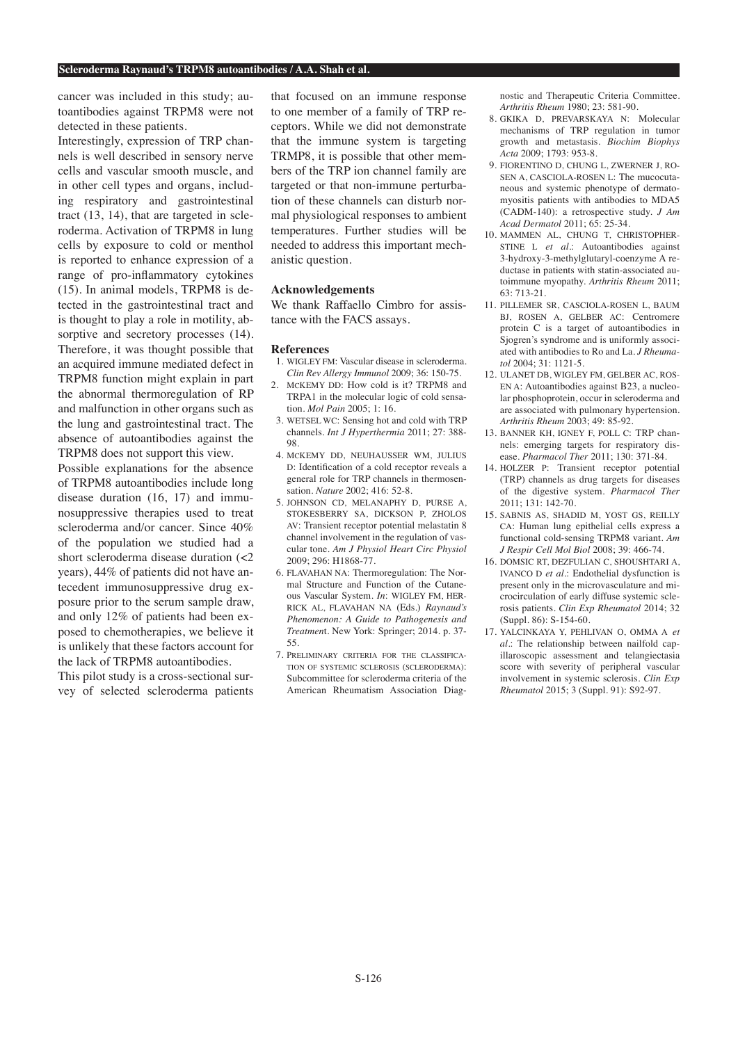cancer was included in this study; autoantibodies against TRPM8 were not detected in these patients.

Interestingly, expression of TRP channels is well described in sensory nerve cells and vascular smooth muscle, and in other cell types and organs, including respiratory and gastrointestinal tract (13, 14), that are targeted in scleroderma. Activation of TRPM8 in lung cells by exposure to cold or menthol is reported to enhance expression of a range of pro-inflammatory cytokines (15). In animal models, TRPM8 is detected in the gastrointestinal tract and is thought to play a role in motility, absorptive and secretory processes (14). Therefore, it was thought possible that an acquired immune mediated defect in TRPM8 function might explain in part the abnormal thermoregulation of RP and malfunction in other organs such as the lung and gastrointestinal tract. The absence of autoantibodies against the TRPM8 does not support this view.

Possible explanations for the absence of TRPM8 autoantibodies include long disease duration (16, 17) and immunosuppressive therapies used to treat scleroderma and/or cancer. Since 40% of the population we studied had a short scleroderma disease duration (<2 years), 44% of patients did not have antecedent immunosuppressive drug exposure prior to the serum sample draw, and only 12% of patients had been exposed to chemotherapies, we believe it is unlikely that these factors account for the lack of TRPM8 autoantibodies.

This pilot study is a cross-sectional survey of selected scleroderma patients that focused on an immune response to one member of a family of TRP receptors. While we did not demonstrate that the immune system is targeting TRMP8, it is possible that other members of the TRP ion channel family are targeted or that non-immune perturbation of these channels can disturb normal physiological responses to ambient temperatures. Further studies will be needed to address this important mechanistic question.

## Acknowledgements

We thank Raffaello Cimbro for assistance with the FACS assays.

## References

1. WIGLEY FM: Vascular disease in scleroderma. *Clin Rev Allergy Immunol* 2009; 36: 150-75.
2. MCKEMY DD: How cold is it? TRPM8 and TRPA1 in the molecular logic of cold sensation. *Mol Pain* 2005; 1: 16.
3. WETSEL WC: Sensing hot and cold with TRP channels. *Int J Hyperthermia* 2011; 27: 388-98.
4. MCKEMY DD, NEUHAUSSER WM, JULIUS D: Identification of a cold receptor reveals a general role for TRP channels in thermosensation. *Nature* 2002; 416: 52-8.
5. JOHNSON CD, MELANAPHY D, PURSE A, STOKESBERRY SA, DICKSON P, ZHOLOS AV: Transient receptor potential melastatin 8 channel involvement in the regulation of vascular tone. *Am J Physiol Heart Circ Physiol* 2009; 296: H1868-77.
6. FLAVAHAN NA: Thermoregulation: The Normal Structure and Function of the Cutaneous Vascular System. *In*: WIGLEY FM, HERRICK AL, FLAVAHAN NA (Eds.) *Raynaud's Phenomenon: A Guide to Pathogenesis and Treatment*. New York: Springer; 2014. p. 37-55.
7. PRELIMINARY CRITERIA FOR THE CLASSIFICATION OF SYSTEMIC SCLEROSIS (SCLERODERMA): Subcommittee for scleroderma criteria of the American Rheumatism Association Diagnostic and Therapeutic Criteria Committee. *Arthritis Rheum* 1980; 23: 581-90.
8. GKIKA D, PREVARSKAYA N: Molecular mechanisms of TRP regulation in tumor growth and metastasis. *Biochim Biophys Acta* 2009; 1793: 953-8.
9. FIORENTINO D, CHUNG L, ZWERNER J, ROSEN A, CASCIOLA-ROSEN L: The mucocutaneous and systemic phenotype of dermatomyositis patients with antibodies to MDA5 (CADM-140): a retrospective study. *J Am Acad Dermatol* 2011; 65: 25-34.
10. MAMMEN AL, CHUNG T, CHRISTOPHER-STINE L *et al.*: Autoantibodies against 3-hydroxy-3-methylglutaryl-coenzyme A reductase in patients with statin-associated autoimmune myopathy. *Arthritis Rheum* 2011; 63: 713-21.
11. PILLEMER SR, CASCIOLA-ROSEN L, BAUM BJ, ROSEN A, GELBER AC: Centromere protein C is a target of autoantibodies in Sjogren's syndrome and is uniformly associated with antibodies to Ro and La. *J Rheumatol* 2004; 31: 1121-5.
12. ULANET DB, WIGLEY FM, GELBER AC, ROSEN A: Autoantibodies against B23, a nucleolar phosphoprotein, occur in scleroderma and are associated with pulmonary hypertension. *Arthritis Rheum* 2003; 49: 85-92.
13. BANNER KH, IGNEY F, POLL C: TRP channels: emerging targets for respiratory disease. *Pharmacol Ther* 2011; 130: 371-84.
14. HOLZER P: Transient receptor potential (TRP) channels as drug targets for diseases of the digestive system. *Pharmacol Ther* 2011; 131: 142-70.
15. SABNIS AS, SHADID M, YOST GS, REILLY CA: Human lung epithelial cells express a functional cold-sensing TRPM8 variant. *Am J Respir Cell Mol Biol* 2008; 39: 466-74.
16. DOMSIC RT, DEZFULIAN C, SHOUSHTARI A, IVANCO D *et al.*: Endothelial dysfunction is present only in the microvasculature and microcirculation of early diffuse systemic sclerosis patients. *Clin Exp Rheumatol* 2014; 32 (Suppl. 86): S-154-60.
17. YALCINKAYA Y, PEHLIVAN O, OMMA A *et al.*: The relationship between nailfold capillaroscopic assessment and telangiectasia score with severity of peripheral vascular involvement in systemic sclerosis. *Clin Exp Rheumatol* 2015; 3 (Suppl. 91): S92-97.